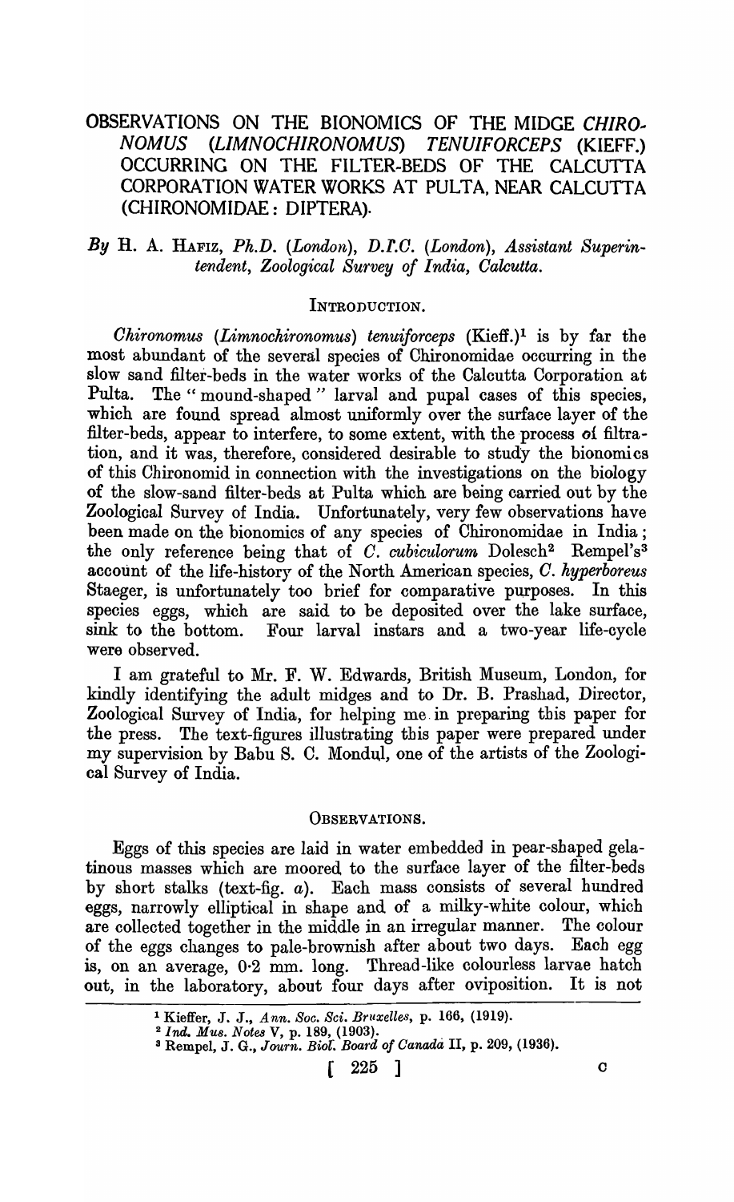# OBSERVATIONS ON THE BIONOMICS OF THE MIDGE *CHIRONOMUS* (*LIMNOCHIRONOMUS*) *TENUIFORCEPS* (KIEFF.) OCCURRING ON THE FILTER-BEDS OF THE CALCUTTA CORPORATION WATER WORKS AT PULTA, NEAR CALCUTTA (CHIRONOMIDAE: DIPTERA).

*By* H. A. HAFIZ, *Ph.D.* (*London*), *D.I.C.* (*London*), *Assistant Superintendent, Zoological Survey of India, Calcutta.*

## INTRODUCTION.

*Chironomus* (*Limnochironomus*) *tenuiforceps* (Kieff.)[1] is by far the most abundant of the several species of Chironomidae occurring in the slow sand filter-beds in the water works of the Calcutta Corporation at Pulta. The "mound-shaped" larval and pupal cases of this species, which are found spread almost uniformly over the surface layer of the filter-beds, appear to interfere, to some extent, with the process of filtration, and it was, therefore, considered desirable to study the bionomics of this Chironomid in connection with the investigations on the biology of the slow-sand filter-beds at Pulta which are being carried out by the Zoological Survey of India. Unfortunately, very few observations have been made on the bionomics of any species of Chironomidae in India; the only reference being that of *C. cubiculorum* Dolesch[2] Rempel's[3] account of the life-history of the North American species, *C. hyperboreus* Staeger, is unfortunately too brief for comparative purposes. In this species eggs, which are said to be deposited over the lake surface, sink to the bottom. Four larval instars and a two-year life-cycle were observed.

I am grateful to Mr. F. W. Edwards, British Museum, London, for kindly identifying the adult midges and to Dr. B. Prashad, Director, Zoological Survey of India, for helping me in preparing this paper for the press. The text-figures illustrating this paper were prepared under my supervision by Babu S. C. Mondul, one of the artists of the Zoological Survey of India.

## OBSERVATIONS.

Eggs of this species are laid in water embedded in pear-shaped gelatinous masses which are moored to the surface layer of the filter-beds by short stalks (text-fig. *a*). Each mass consists of several hundred eggs, narrowly elliptical in shape and of a milky-white colour, which are collected together in the middle in an irregular manner. The colour of the eggs changes to pale-brownish after about two days. Each egg is, on an average, 0·2 mm. long. Thread-like colourless larvae hatch out, in the laboratory, about four days after oviposition. It is not

---

[1] Kieffer, J. J., *Ann. Soc. Sci. Bruxelles*, p. 166, (1919).

[2] *Ind. Mus. Notes* V, p. 189, (1903).

[3] Rempel, J. G., *Journ. Biol. Board of Canada* II, p. 209, (1936).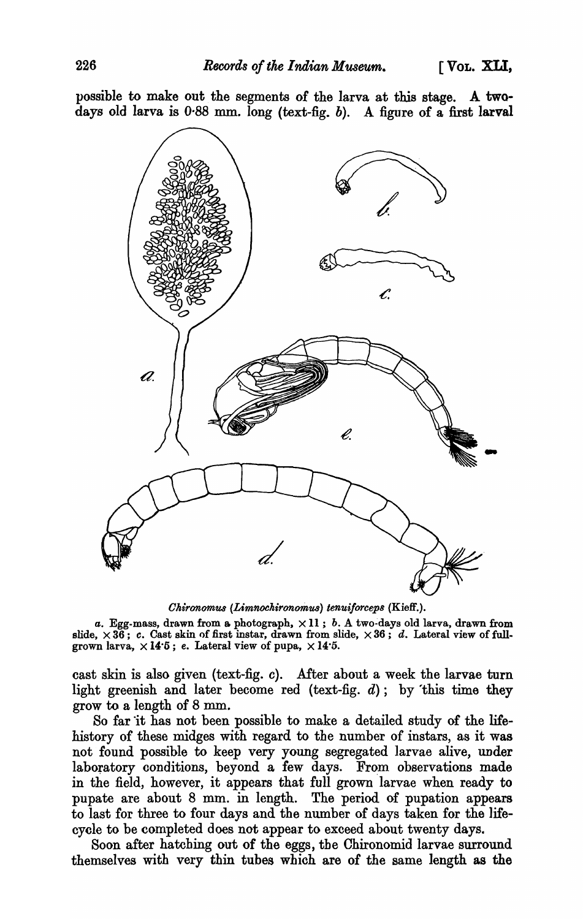possible to make out the segments of the larva at this stage. A two-days old larva is 0·88 mm. long (text-fig. *b*). A figure of a first larval

*Chironomus (Limnochironomus) tenuiforceps* (Kieff.).

*a*. Egg-mass, drawn from a photograph, $\times 11$; *b*. A two-days old larva, drawn from slide, $\times 36$; *c*. Cast skin of first instar, drawn from slide, $\times 36$; *d*. Lateral view of full-grown larva, $\times 14·5$; *e*. Lateral view of pupa, $\times 14·5$.

cast skin is also given (text-fig. *c*). After about a week the larvae turn light greenish and later become red (text-fig. *d*); by this time they grow to a length of 8 mm.

So far it has not been possible to make a detailed study of the life-history of these midges with regard to the number of instars, as it was not found possible to keep very young segregated larvae alive, under laboratory conditions, beyond a few days. From observations made in the field, however, it appears that full grown larvae when ready to pupate are about 8 mm. in length. The period of pupation appears to last for three to four days and the number of days taken for the life-cycle to be completed does not appear to exceed about twenty days.

Soon after hatching out of the eggs, the Chironomid larvae surround themselves with very thin tubes which are of the same length as the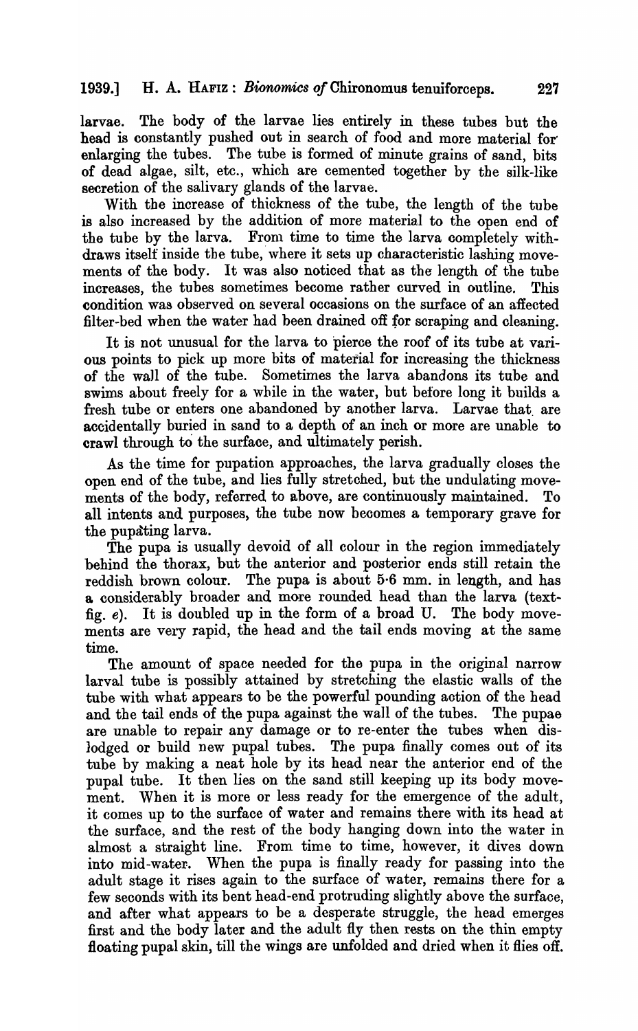larvae. The body of the larvae lies entirely in these tubes but the head is constantly pushed out in search of food and more material for enlarging the tubes. The tube is formed of minute grains of sand, bits of dead algae, silt, etc., which are cemented together by the silk-like secretion of the salivary glands of the larvae.

With the increase of thickness of the tube, the length of the tube is also increased by the addition of more material to the open end of the tube by the larva. From time to time the larva completely withdraws itself inside the tube, where it sets up characteristic lashing movements of the body. It was also noticed that as the length of the tube increases, the tubes sometimes become rather curved in outline. This condition was observed on several occasions on the surface of an affected filter-bed when the water had been drained off for scraping and cleaning.

It is not unusual for the larva to pierce the roof of its tube at various points to pick up more bits of material for increasing the thickness of the wall of the tube. Sometimes the larva abandons its tube and swims about freely for a while in the water, but before long it builds a fresh tube or enters one abandoned by another larva. Larvae that are accidentally buried in sand to a depth of an inch or more are unable to crawl through to the surface, and ultimately perish.

As the time for pupation approaches, the larva gradually closes the open end of the tube, and lies fully stretched, but the undulating movements of the body, referred to above, are continuously maintained. To all intents and purposes, the tube now becomes a temporary grave for the pupating larva.

The pupa is usually devoid of all colour in the region immediately behind the thorax, but the anterior and posterior ends still retain the reddish brown colour. The pupa is about 5·6 mm. in length, and has a considerably broader and more rounded head than the larva (text-fig. *e*). It is doubled up in the form of a broad U. The body movements are very rapid, the head and the tail ends moving at the same time.

The amount of space needed for the pupa in the original narrow larval tube is possibly attained by stretching the elastic walls of the tube with what appears to be the powerful pounding action of the head and the tail ends of the pupa against the wall of the tubes. The pupae are unable to repair any damage or to re-enter the tubes when dislodged or build new pupal tubes. The pupa finally comes out of its tube by making a neat hole by its head near the anterior end of the pupal tube. It then lies on the sand still keeping up its body movement. When it is more or less ready for the emergence of the adult, it comes up to the surface of water and remains there with its head at the surface, and the rest of the body hanging down into the water in almost a straight line. From time to time, however, it dives down into mid-water. When the pupa is finally ready for passing into the adult stage it rises again to the surface of water, remains there for a few seconds with its bent head-end protruding slightly above the surface, and after what appears to be a desperate struggle, the head emerges first and the body later and the adult fly then rests on the thin empty floating pupal skin, till the wings are unfolded and dried when it flies off.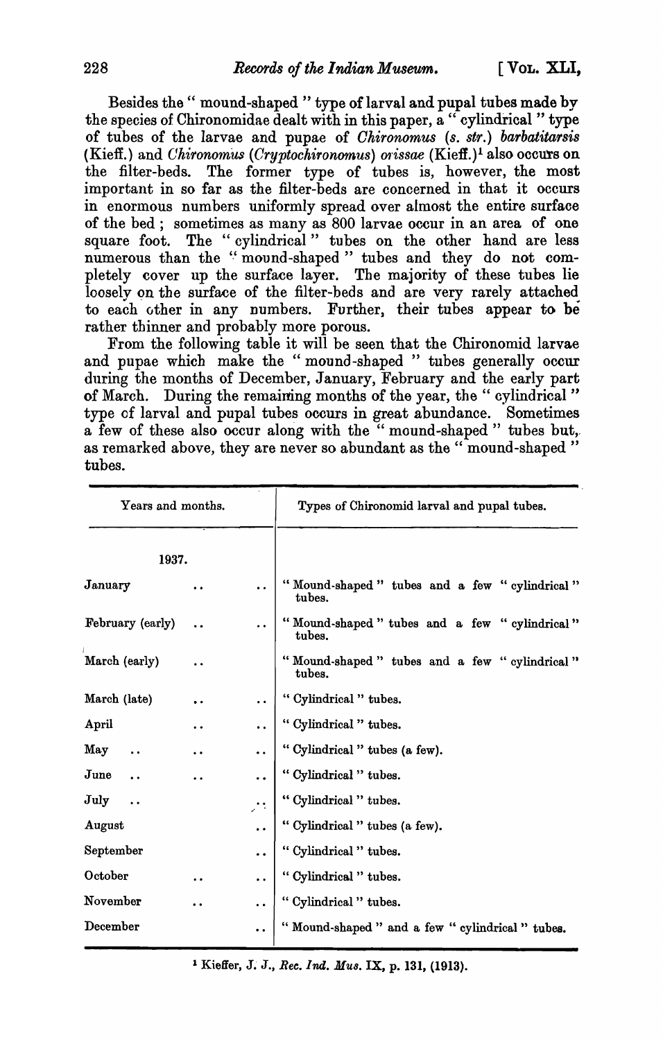Besides the " mound-shaped " type of larval and pupal tubes made by the species of Chironomidae dealt with in this paper, a " cylindrical " type of tubes of the larvae and pupae of *Chironomus* (*s. str.*) *barbatitarsis* (Kieff.) and *Chironomus* (*Cryptochironomus*) *orissae* (Kieff.)[1] also occurs on the filter-beds. The former type of tubes is, however, the most important in so far as the filter-beds are concerned in that it occurs in enormous numbers uniformly spread over almost the entire surface of the bed ; sometimes as many as 800 larvae occur in an area of one square foot. The " cylindrical " tubes on the other hand are less numerous than the " mound-shaped " tubes and they do not completely cover up the surface layer. The majority of these tubes lie loosely on the surface of the filter-beds and are very rarely attached to each other in any numbers. Further, their tubes appear to be rather thinner and probably more porous.

From the following table it will be seen that the Chironomid larvae and pupae which make the " mound-shaped " tubes generally occur during the months of December, January, February and the early part of March. During the remaining months of the year, the " cylindrical " type of larval and pupal tubes occurs in great abundance. Sometimes a few of these also occur along with the " mound-shaped " tubes but, as remarked above, they are never so abundant as the " mound-shaped " tubes.

| Years and months. | Types of Chironomid larval and pupal tubes. |
|---|---|
| 1937. | |
| January .. .. | " Mound-shaped " tubes and a few " cylindrical " tubes. |
| February (early) .. .. | " Mound-shaped " tubes and a few " cylindrical " tubes. |
| March (early) .. | " Mound-shaped " tubes and a few " cylindrical " tubes. |
| March (late) .. .. | " Cylindrical " tubes. |
| April .. .. | " Cylindrical " tubes. |
| May .. .. .. | " Cylindrical " tubes (a few). |
| June .. .. .. | " Cylindrical " tubes. |
| July .. .. | " Cylindrical " tubes. |
| August .. | " Cylindrical " tubes (a few). |
| September .. | " Cylindrical " tubes. |
| October .. .. | " Cylindrical " tubes. |
| November .. .. | " Cylindrical " tubes. |
| December .. | " Mound-shaped " and a few " cylindrical " tubes. |

[1] Kieffer, J. J., *Rec. Ind. Mus.* IX, p. 131, (1913).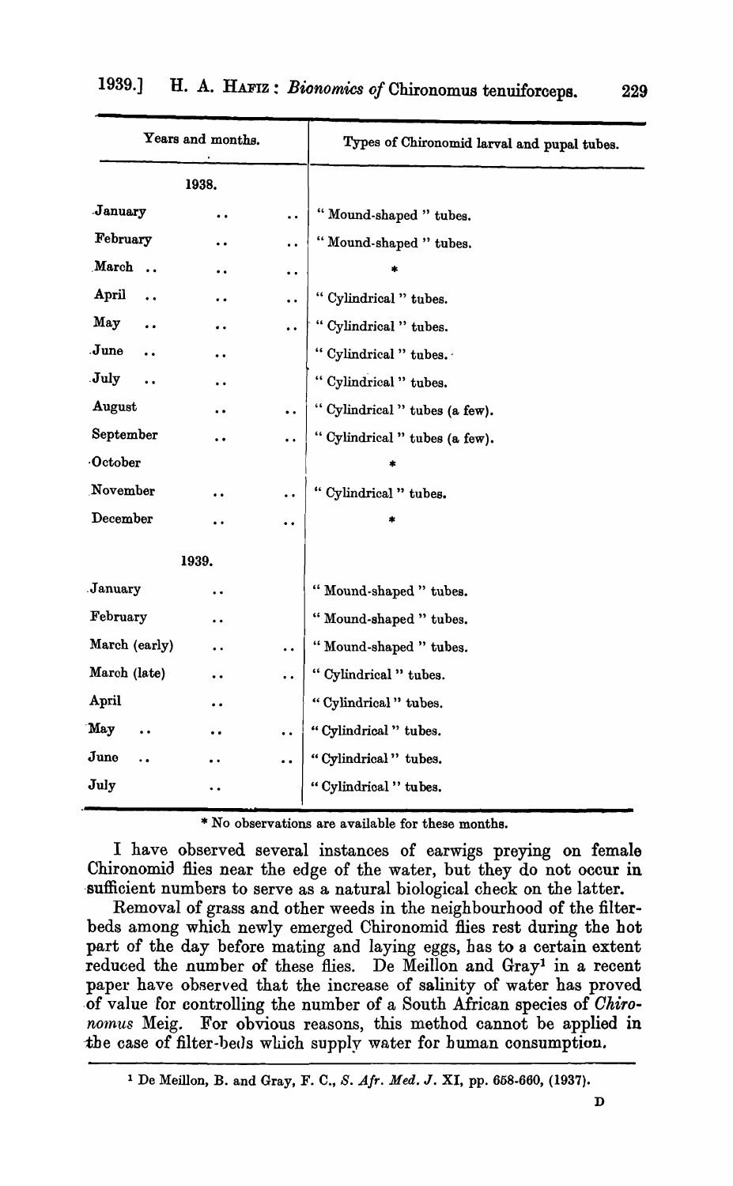| Years and months. | Types of Chironomid larval and pupal tubes. |
| --- | --- |
| 1938. | |
| January | "Mound-shaped" tubes. |
| February | "Mound-shaped" tubes. |
| March | * |
| April | "Cylindrical" tubes. |
| May | "Cylindrical" tubes. |
| June | "Cylindrical" tubes. |
| July | "Cylindrical" tubes. |
| August | "Cylindrical" tubes (a few). |
| September | "Cylindrical" tubes (a few). |
| October | * |
| November | "Cylindrical" tubes. |
| December | * |
| 1939. | |
| January | "Mound-shaped" tubes. |
| February | "Mound-shaped" tubes. |
| March (early) | "Mound-shaped" tubes. |
| March (late) | "Cylindrical" tubes. |
| April | "Cylindrical" tubes. |
| May | "Cylindrical" tubes. |
| June | "Cylindrical" tubes. |
| July | "Cylindrical" tubes. |

* No observations are available for these months.

I have observed several instances of earwigs preying on female Chironomid flies near the edge of the water, but they do not occur in sufficient numbers to serve as a natural biological check on the latter.

Removal of grass and other weeds in the neighbourhood of the filter-beds among which newly emerged Chironomid flies rest during the hot part of the day before mating and laying eggs, has to a certain extent reduced the number of these flies. De Meillon and Gray[1] in a recent paper have observed that the increase of salinity of water has proved of value for controlling the number of a South African species of *Chironomus* Meig. For obvious reasons, this method cannot be applied in the case of filter-beds which supply water for human consumption.

[1] De Meillon, B. and Gray, F. C., *S. Afr. Med. J.* XI, pp. 658-660, (1937).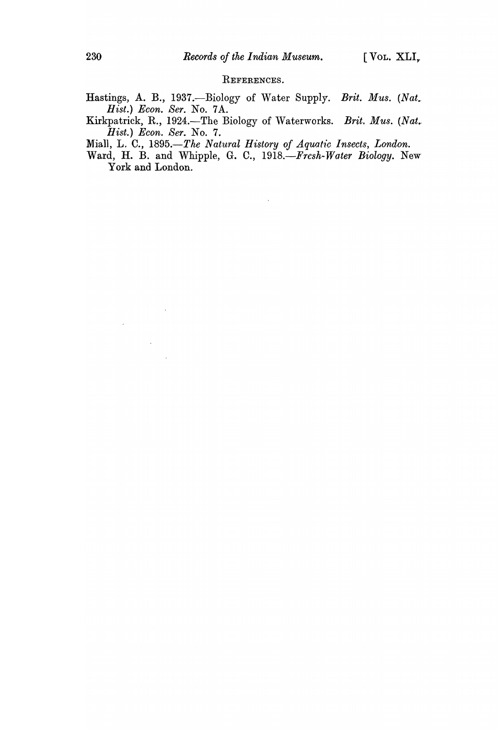## REFERENCES.

Hastings, A. B., 1937.—Biology of Water Supply. *Brit. Mus. (Nat. Hist.) Econ. Ser.* No. 7A.

Kirkpatrick, R., 1924.—The Biology of Waterworks. *Brit. Mus. (Nat. Hist.) Econ. Ser.* No. 7.

Miall, L. C., 1895.—*The Natural History of Aquatic Insects, London.*

Ward, H. B. and Whipple, G. C., 1918.—*Fresh-Water Biology.* New York and London.